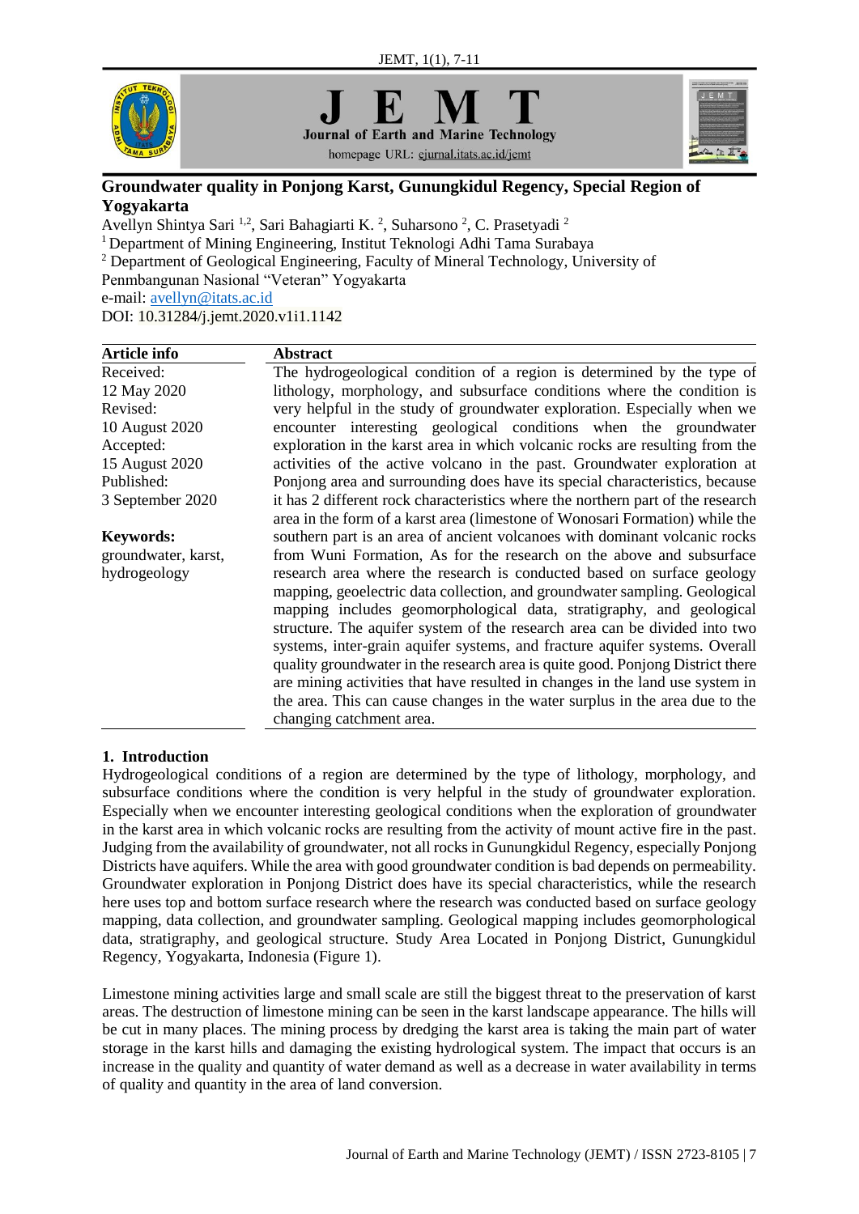# Groundwater quality in Ponjong Karst, Gunungkidul Regency, Special Region of Yogyakarta

Avellyn Shintya Sari [1,2], Sari Bahagiarti K. [2], Suharsono [2], C. Prasetyadi [2]

[1] Department of Mining Engineering, Institut Teknologi Adhi Tama Surabaya

[2] Department of Geological Engineering, Faculty of Mineral Technology, University of Penmbangunan Nasional "Veteran" Yogyakarta

e-mail: avellyn@itats.ac.id

DOI: 10.31284/j.jemt.2020.v1i1.1142

**Article info**

Received:
12 May 2020

Revised:
10 August 2020

Accepted:
15 August 2020

Published:
3 September 2020

**Keywords:**
groundwater, karst, hydrogeology

**Abstract**

The hydrogeological condition of a region is determined by the type of lithology, morphology, and subsurface conditions where the condition is very helpful in the study of groundwater exploration. Especially when we encounter interesting geological conditions when the groundwater exploration in the karst area in which volcanic rocks are resulting from the activities of the active volcano in the past. Groundwater exploration at Ponjong area and surrounding does have its special characteristics, because it has 2 different rock characteristics where the northern part of the research area in the form of a karst area (limestone of Wonosari Formation) while the southern part is an area of ancient volcanoes with dominant volcanic rocks from Wuni Formation, As for the research on the above and subsurface research area where the research is conducted based on surface geology mapping, geoelectric data collection, and groundwater sampling. Geological mapping includes geomorphological data, stratigraphy, and geological structure. The aquifer system of the research area can be divided into two systems, inter-grain aquifer systems, and fracture aquifer systems. Overall quality groundwater in the research area is quite good. Ponjong District there are mining activities that have resulted in changes in the land use system in the area. This can cause changes in the water surplus in the area due to the changing catchment area.

## 1. Introduction

Hydrogeological conditions of a region are determined by the type of lithology, morphology, and subsurface conditions where the condition is very helpful in the study of groundwater exploration. Especially when we encounter interesting geological conditions when the exploration of groundwater in the karst area in which volcanic rocks are resulting from the activity of mount active fire in the past. Judging from the availability of groundwater, not all rocks in Gunungkidul Regency, especially Ponjong Districts have aquifers. While the area with good groundwater condition is bad depends on permeability. Groundwater exploration in Ponjong District does have its special characteristics, while the research here uses top and bottom surface research where the research was conducted based on surface geology mapping, data collection, and groundwater sampling. Geological mapping includes geomorphological data, stratigraphy, and geological structure. Study Area Located in Ponjong District, Gunungkidul Regency, Yogyakarta, Indonesia (Figure 1).

Limestone mining activities large and small scale are still the biggest threat to the preservation of karst areas. The destruction of limestone mining can be seen in the karst landscape appearance. The hills will be cut in many places. The mining process by dredging the karst area is taking the main part of water storage in the karst hills and damaging the existing hydrological system. The impact that occurs is an increase in the quality and quantity of water demand as well as a decrease in water availability in terms of quality and quantity in the area of land conversion.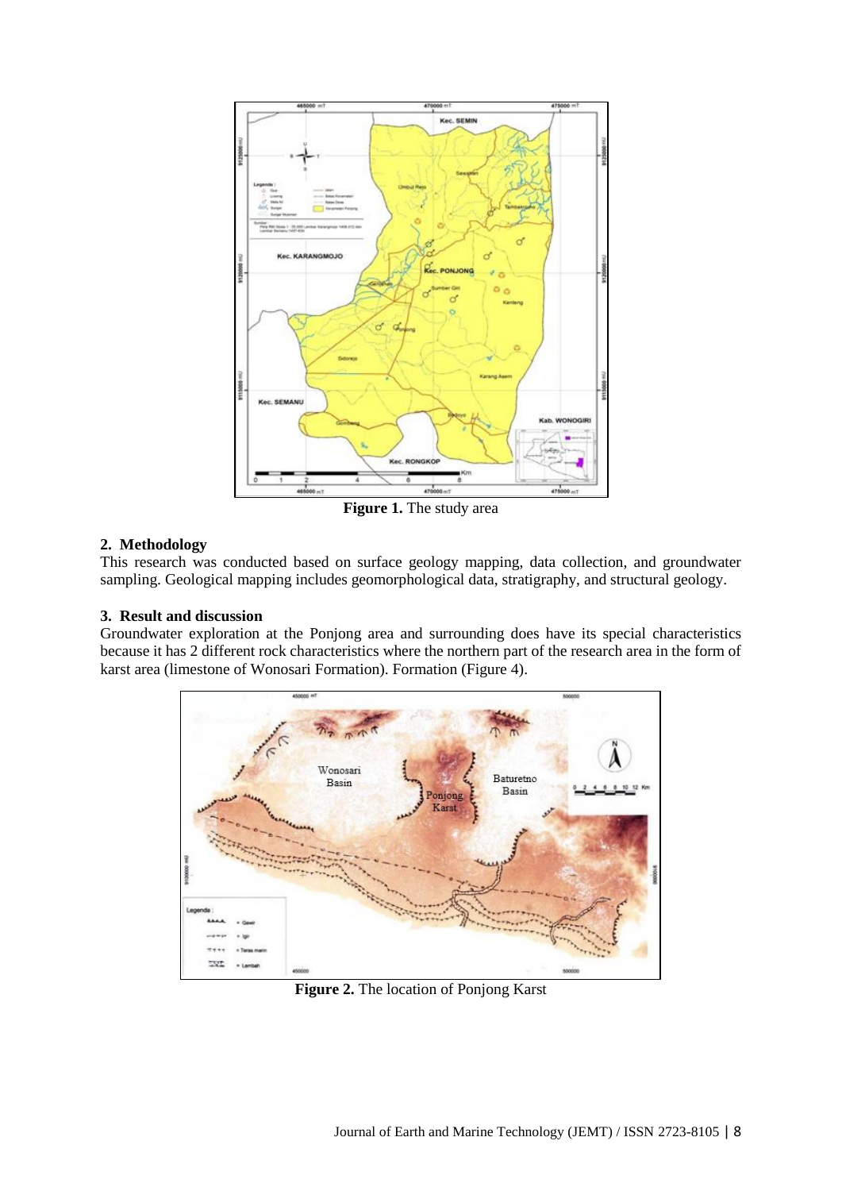**Figure 1.** The study area

## 2. Methodology

This research was conducted based on surface geology mapping, data collection, and groundwater sampling. Geological mapping includes geomorphological data, stratigraphy, and structural geology.

## 3. Result and discussion

Groundwater exploration at the Ponjong area and surrounding does have its special characteristics because it has 2 different rock characteristics where the northern part of the research area in the form of karst area (limestone of Wonosari Formation). Formation (Figure 4).

**Figure 2.** The location of Ponjong Karst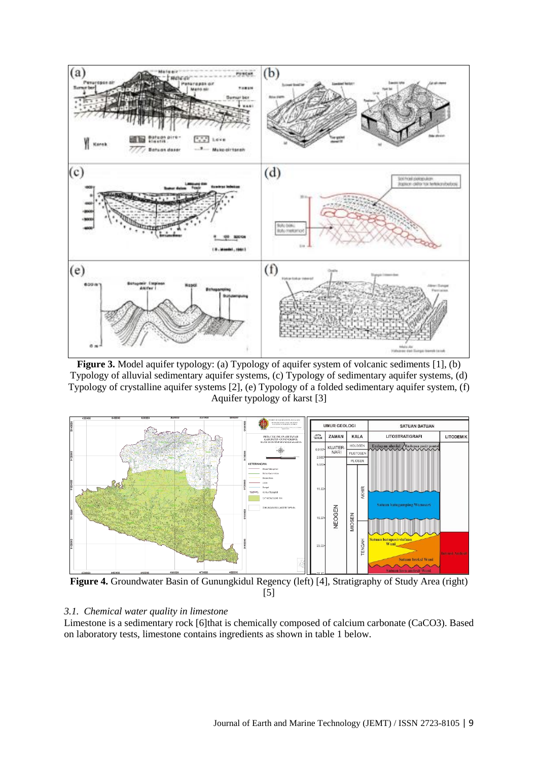**Figure 3.** Model aquifer typology: (a) Typology of aquifer system of volcanic sediments [1], (b) Typology of alluvial sedimentary aquifer systems, (c) Typology of sedimentary aquifer systems, (d) Typology of crystalline aquifer systems [2], (e) Typology of a folded sedimentary aquifer system, (f) Aquifer typology of karst [3]

**Figure 4.** Groundwater Basin of Gunungkidul Regency (left) [4], Stratigraphy of Study Area (right) [5]

### *3.1. Chemical water quality in limestone*

Limestone is a sedimentary rock [6]that is chemically composed of calcium carbonate ($CaCO_3$). Based on laboratory tests, limestone contains ingredients as shown in table 1 below.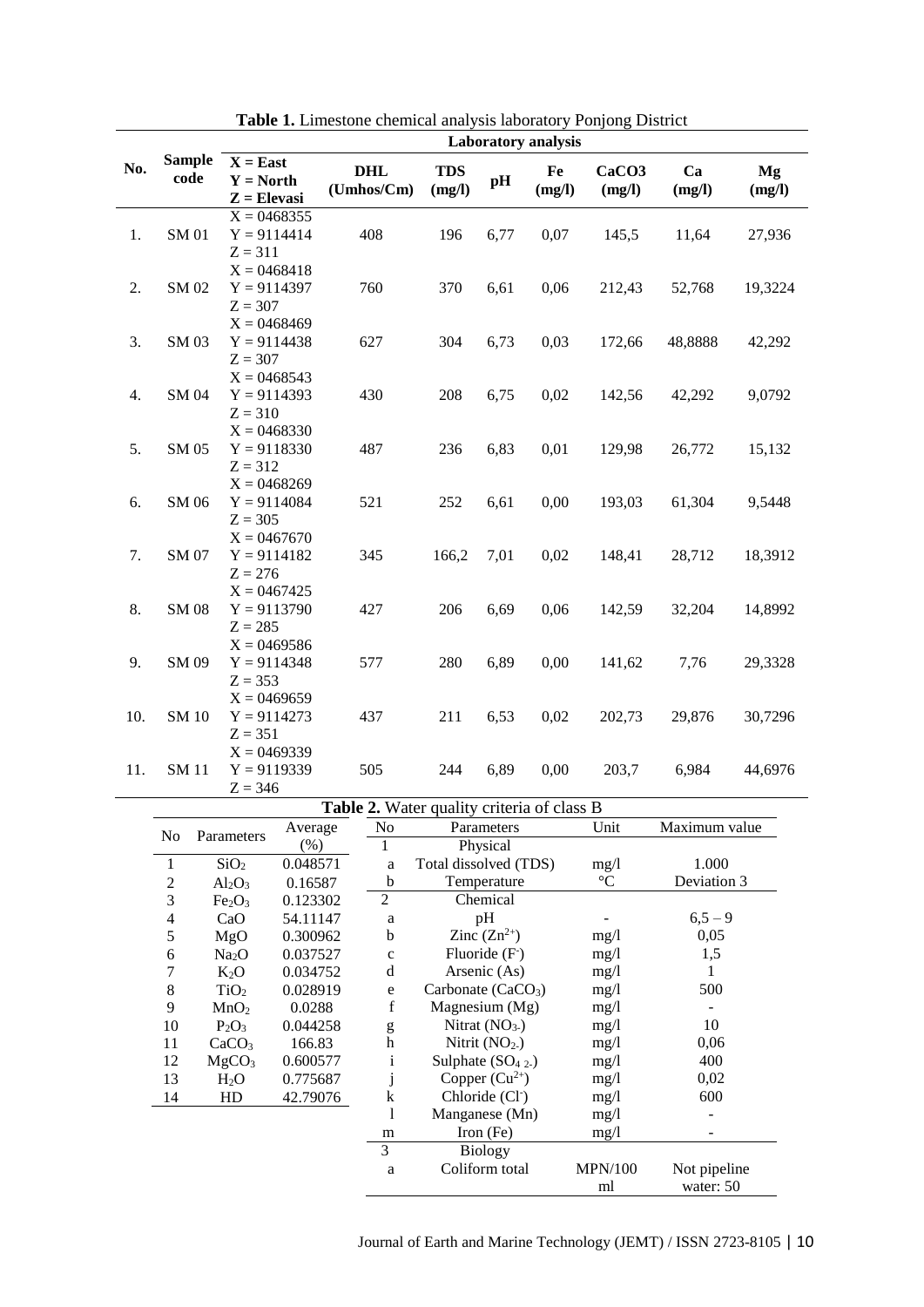**Table 1.** Limestone chemical analysis laboratory Ponjong District

| No. | Sample code | X = East<br>Y = North<br>Z = Elevasi | DHL (Umhos/Cm) | TDS (mg/l) | pH | Fe (mg/l) | CaCO3 (mg/l) | Ca (mg/l) | Mg (mg/l) |
|---|---|---|---|---|---|---|---|---|---|
| 1. | SM 01 | X = 0468355<br>Y = 9114414<br>Z = 311 | 408 | 196 | 6,77 | 0,07 | 145,5 | 11,64 | 27,936 |
| 2. | SM 02 | X = 0468418<br>Y = 9114397<br>Z = 307 | 760 | 370 | 6,61 | 0,06 | 212,43 | 52,768 | 19,3224 |
| 3. | SM 03 | X = 0468469<br>Y = 9114438<br>Z = 307 | 627 | 304 | 6,73 | 0,03 | 172,66 | 48,8888 | 42,292 |
| 4. | SM 04 | X = 0468543<br>Y = 9114393<br>Z = 310 | 430 | 208 | 6,75 | 0,02 | 142,56 | 42,292 | 9,0792 |
| 5. | SM 05 | X = 0468330<br>Y = 9118330<br>Z = 312 | 487 | 236 | 6,83 | 0,01 | 129,98 | 26,772 | 15,132 |
| 6. | SM 06 | X = 0468269<br>Y = 9114084<br>Z = 305 | 521 | 252 | 6,61 | 0,00 | 193,03 | 61,304 | 9,5448 |
| 7. | SM 07 | X = 0467670<br>Y = 9114182<br>Z = 276 | 345 | 166,2 | 7,01 | 0,02 | 148,41 | 28,712 | 18,3912 |
| 8. | SM 08 | X = 0467425<br>Y = 9113790<br>Z = 285 | 427 | 206 | 6,69 | 0,06 | 142,59 | 32,204 | 14,8992 |
| 9. | SM 09 | X = 0469586<br>Y = 9114348<br>Z = 353 | 577 | 280 | 6,89 | 0,00 | 141,62 | 7,76 | 29,3328 |
| 10. | SM 10 | X = 0469659<br>Y = 9114273<br>Z = 351 | 437 | 211 | 6,53 | 0,02 | 202,73 | 29,876 | 30,7296 |
| 11. | SM 11 | X = 0469339<br>Y = 9119339<br>Z = 346 | 505 | 244 | 6,89 | 0,00 | 203,7 | 6,984 | 44,6976 |

| No | Parameters | Average (%) |
|---|---|---|
| 1 | $SiO_2$ | 0.048571 |
| 2 | $Al_2O_3$ | 0.16587 |
| 3 | $Fe_2O_3$ | 0.123302 |
| 4 | CaO | 54.11147 |
| 5 | MgO | 0.300962 |
| 6 | $Na_2O$ | 0.037527 |
| 7 | $K_2O$ | 0.034752 |
| 8 | $TiO_2$ | 0.028919 |
| 9 | $MnO_2$ | 0.0288 |
| 10 | $P_2O_3$ | 0.044258 |
| 11 | $CaCO_3$ | 166.83 |
| 12 | $MgCO_3$ | 0.600577 |
| 13 | $H_2O$ | 0.775687 |
| 14 | HD | 42.79076 |

**Table 2.** Water quality criteria of class B

| No | Parameters | Unit | Maximum value |
|---|---|---|---|
| 1 | Physical | | |
| a | Total dissolved (TDS) | mg/l | 1.000 |
| b | Temperature | °C | Deviation 3 |
| 2 | Chemical | | |
| a | pH | - | 6,5 – 9 |
| b | Zinc ($Zn^{2+}$) | mg/l | 0,05 |
| c | Fluoride ($F^-$) | mg/l | 1,5 |
| d | Arsenic (As) | mg/l | 1 |
| e | Carbonate ($CaCO_3$) | mg/l | 500 |
| f | Magnesium (Mg) | mg/l | - |
| g | Nitrat ($NO_{3-}$) | mg/l | 10 |
| h | Nitrit ($NO_{2-}$) | mg/l | 0,06 |
| i | Sulphate ($SO_{4\ 2-}$) | mg/l | 400 |
| j | Copper ($Cu^{2+}$) | mg/l | 0,02 |
| k | Chloride ($Cl^-$) | mg/l | 600 |
| l | Manganese (Mn) | mg/l | - |
| m | Iron (Fe) | mg/l | - |
| 3 | Biology | | |
| a | Coliform total | MPN/100 ml | Not pipeline water: 50 |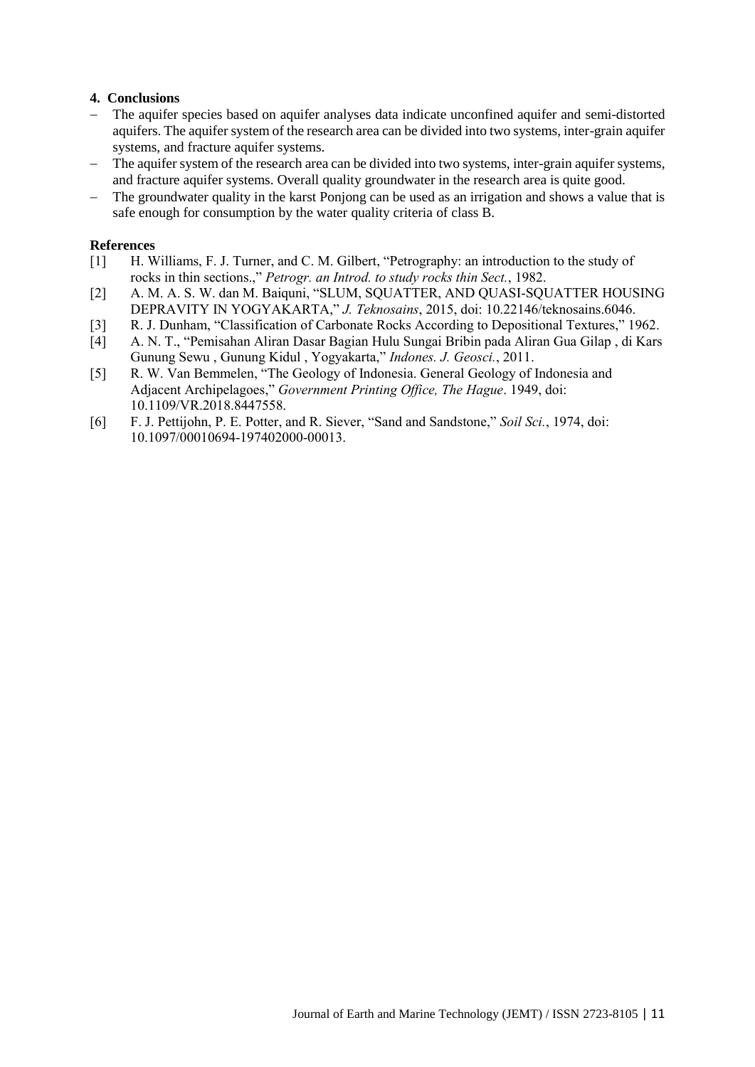## 4. Conclusions

- The aquifer species based on aquifer analyses data indicate unconfined aquifer and semi-distorted aquifers. The aquifer system of the research area can be divided into two systems, inter-grain aquifer systems, and fracture aquifer systems.
- The aquifer system of the research area can be divided into two systems, inter-grain aquifer systems, and fracture aquifer systems. Overall quality groundwater in the research area is quite good.
- The groundwater quality in the karst Ponjong can be used as an irrigation and shows a value that is safe enough for consumption by the water quality criteria of class B.

## References

[1] H. Williams, F. J. Turner, and C. M. Gilbert, "Petrography: an introduction to the study of rocks in thin sections.," *Petrogr. an Introd. to study rocks thin Sect.*, 1982.

[2] A. M. A. S. W. dan M. Baiquni, "SLUM, SQUATTER, AND QUASI-SQUATTER HOUSING DEPRAVITY IN YOGYAKARTA," *J. Teknosains*, 2015, doi: 10.22146/teknosains.6046.

[3] R. J. Dunham, "Classification of Carbonate Rocks According to Depositional Textures," 1962.

[4] A. N. T., "Pemisahan Aliran Dasar Bagian Hulu Sungai Bribin pada Aliran Gua Gilap , di Kars Gunung Sewu , Gunung Kidul , Yogyakarta," *Indones. J. Geosci.*, 2011.

[5] R. W. Van Bemmelen, "The Geology of Indonesia. General Geology of Indonesia and Adjacent Archipelagoes," *Government Printing Office, The Hague*. 1949, doi: 10.1109/VR.2018.8447558.

[6] F. J. Pettijohn, P. E. Potter, and R. Siever, "Sand and Sandstone," *Soil Sci.*, 1974, doi: 10.1097/00010694-197402000-00013.